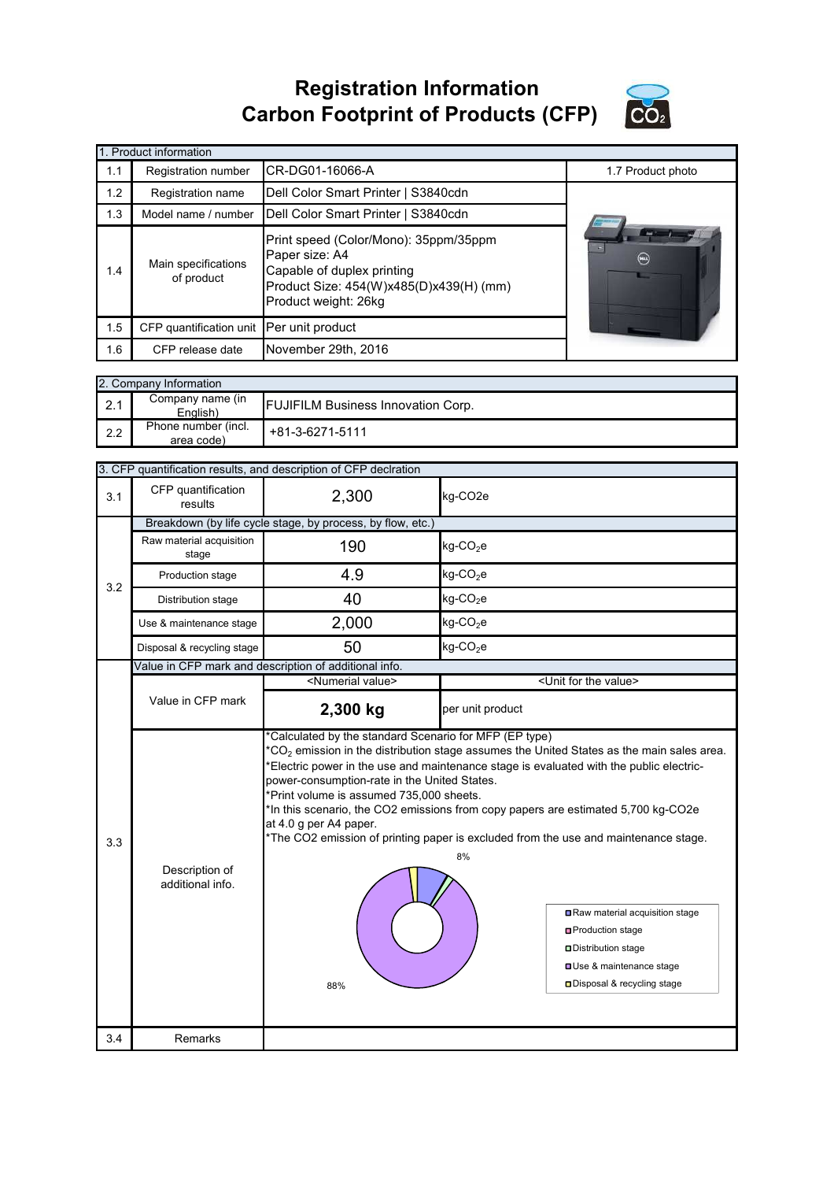# Registration Information
# Carbon Footprint of Products (CFP)

| 1. Product information | | | |
|---|---|---|---|
| 1.1 | Registration number | CR-DG01-16066-A | 1.7 Product photo |
| 1.2 | Registration name | Dell Color Smart Printer \| S3840cdn | |
| 1.3 | Model name / number | Dell Color Smart Printer \| S3840cdn | |
| 1.4 | Main specifications of product | Print speed (Color/Mono): 35ppm/35ppm<br>Paper size: A4<br>Capable of duplex printing<br>Product Size: 454(W)x485(D)x439(H) (mm)<br>Product weight: 26kg | |
| 1.5 | CFP quantification unit | Per unit product | |
| 1.6 | CFP release date | November 29th, 2016 | |

| 2. Company Information | | |
|---|---|---|
| 2.1 | Company name (in English) | FUJIFILM Business Innovation Corp. |
| 2.2 | Phone number (incl. area code) | +81-3-6271-5111 |

| 3. CFP quantification results, and description of CFP declration | | | |
|---|---|---|---|
| 3.1 | CFP quantification results | 2,300 | kg-CO2e |
| 3.2 | Breakdown (by life cycle stage, by process, by flow, etc.) | | |
| | Raw material acquisition stage | 190 | kg-$CO_2$e |
| | Production stage | 4.9 | kg-$CO_2$e |
| | Distribution stage | 40 | kg-$CO_2$e |
| | Use & maintenance stage | 2,000 | kg-$CO_2$e |
| | Disposal & recycling stage | 50 | kg-$CO_2$e |
| 3.3 | Value in CFP mark and description of additional info. | | |
| | | <Numerial value> | <Unit for the value> |
| | Value in CFP mark | **2,300 kg** | per unit product |
| | Description of additional info. | *Calculated by the standard Scenario for MFP (EP type)<br>*$CO_2$ emission in the distribution stage assumes the United States as the main sales area.<br>*Electric power in the use and maintenance stage is evaluated with the public electric-power-consumption-rate in the United States.<br>*Print volume is assumed 735,000 sheets.<br>*In this scenario, the CO2 emissions from copy papers are estimated 5,700 kg-CO2e at 4.0 g per A4 paper.<br>*The CO2 emission of printing paper is excluded from the use and maintenance stage.<br>8%<br>88%<br>Raw material acquisition stage<br>Production stage<br>Distribution stage<br>Use & maintenance stage<br>Disposal & recycling stage | |
| 3.4 | Remarks | | |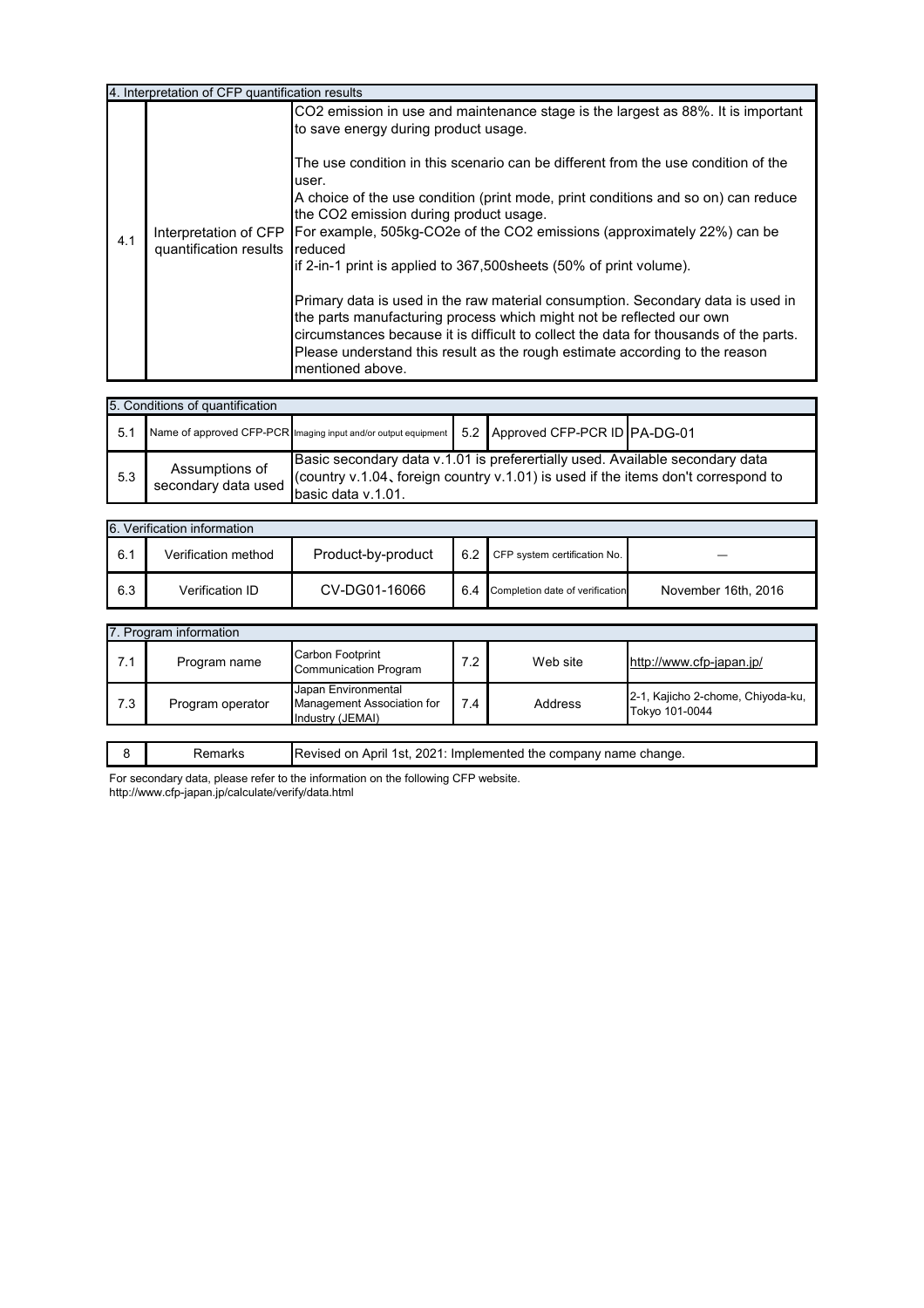| 4. Interpretation of CFP quantification results | | |
|---|---|---|
| 4.1 | Interpretation of CFP quantification results | $CO_2$ emission in use and maintenance stage is the largest as 88%. It is important to save energy during product usage.<br><br>The use condition in this scenario can be different from the use condition of the user.<br>A choice of the use condition (print mode, print conditions and so on) can reduce the $CO_2$ emission during product usage.<br>For example, 505kg-CO2e of the $CO_2$ emissions (approximately 22%) can be reduced<br>if 2-in-1 print is applied to 367,500sheets (50% of print volume).<br><br>Primary data is used in the raw material consumption. Secondary data is used in the parts manufacturing process which might not be reflected our own circumstances because it is difficult to collect the data for thousands of the parts. Please understand this result as the rough estimate according to the reason mentioned above. |

| 5. Conditions of quantification | | | | | |
|---|---|---|---|---|---|
| 5.1 | Name of approved CFP-PCR | Imaging input and/or output equipment | 5.2 | Approved CFP-PCR ID | PA-DG-01 |
| 5.3 | Assumptions of secondary data used | Basic secondary data v.1.01 is preferertially used. Available secondary data (country v.1.04、foreign country v.1.01) is used if the items don't correspond to basic data v.1.01. | | | |

| 6. Verification information | | | | | |
|---|---|---|---|---|---|
| 6.1 | Verification method | Product-by-product | 6.2 | CFP system certification No. | — |
| 6.3 | Verification ID | CV-DG01-16066 | 6.4 | Completion date of verification | November 16th, 2016 |

| 7. Program information | | | | | |
|---|---|---|---|---|---|
| 7.1 | Program name | Carbon Footprint Communication Program | 7.2 | Web site | http://www.cfp-japan.jp/ |
| 7.3 | Program operator | Japan Environmental Management Association for Industry (JEMAI) | 7.4 | Address | 2-1, Kajicho 2-chome, Chiyoda-ku, Tokyo 101-0044 |

| | | |
|---|---|---|
| 8 | Remarks | Revised on April 1st, 2021: Implemented the company name change. |

For secondary data, please refer to the information on the following CFP website.
http://www.cfp-japan.jp/calculate/verify/data.html